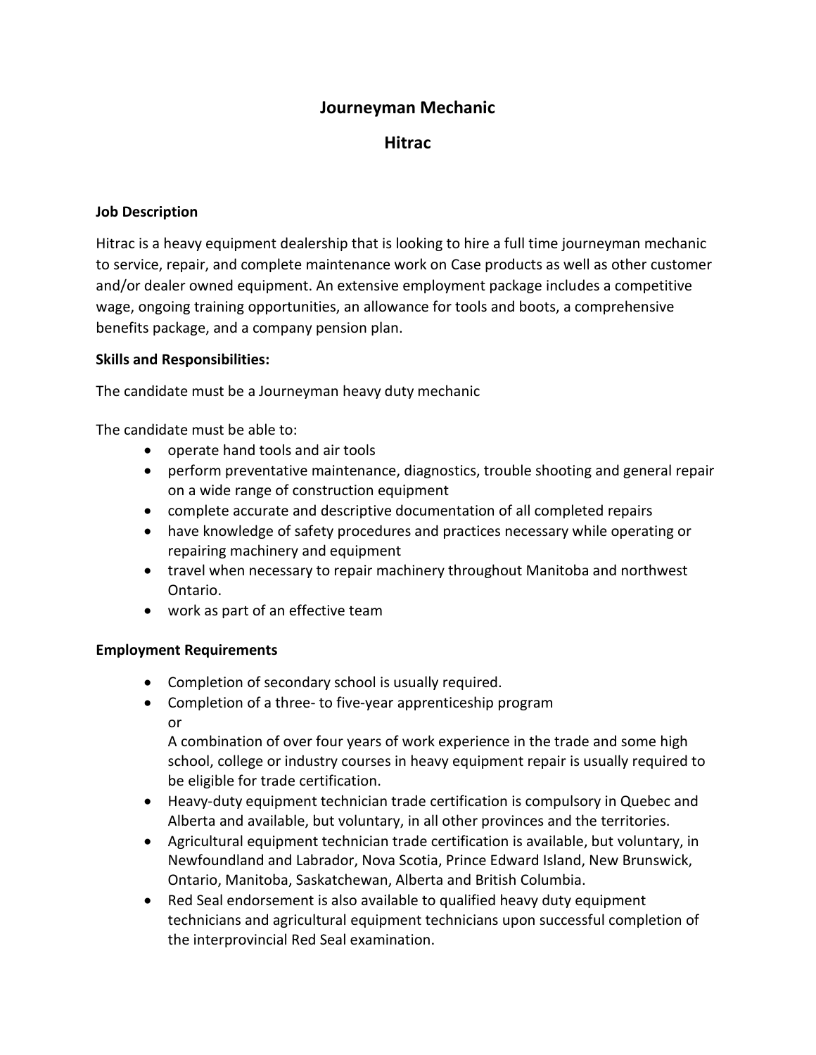# Journeyman Mechanic

## Hitrac

### Job Description

Hitrac is a heavy equipment dealership that is looking to hire a full time journeyman mechanic to service, repair, and complete maintenance work on Case products as well as other customer and/or dealer owned equipment. An extensive employment package includes a competitive wage, ongoing training opportunities, an allowance for tools and boots, a comprehensive benefits package, and a company pension plan.

### Skills and Responsibilities:

The candidate must be a Journeyman heavy duty mechanic

The candidate must be able to:

- operate hand tools and air tools
- perform preventative maintenance, diagnostics, trouble shooting and general repair on a wide range of construction equipment
- complete accurate and descriptive documentation of all completed repairs
- have knowledge of safety procedures and practices necessary while operating or repairing machinery and equipment
- travel when necessary to repair machinery throughout Manitoba and northwest Ontario.
- work as part of an effective team

### Employment Requirements

- Completion of secondary school is usually required.
- Completion of a three- to five-year apprenticeship program
  or
  A combination of over four years of work experience in the trade and some high school, college or industry courses in heavy equipment repair is usually required to be eligible for trade certification.
- Heavy-duty equipment technician trade certification is compulsory in Quebec and Alberta and available, but voluntary, in all other provinces and the territories.
- Agricultural equipment technician trade certification is available, but voluntary, in Newfoundland and Labrador, Nova Scotia, Prince Edward Island, New Brunswick, Ontario, Manitoba, Saskatchewan, Alberta and British Columbia.
- Red Seal endorsement is also available to qualified heavy duty equipment technicians and agricultural equipment technicians upon successful completion of the interprovincial Red Seal examination.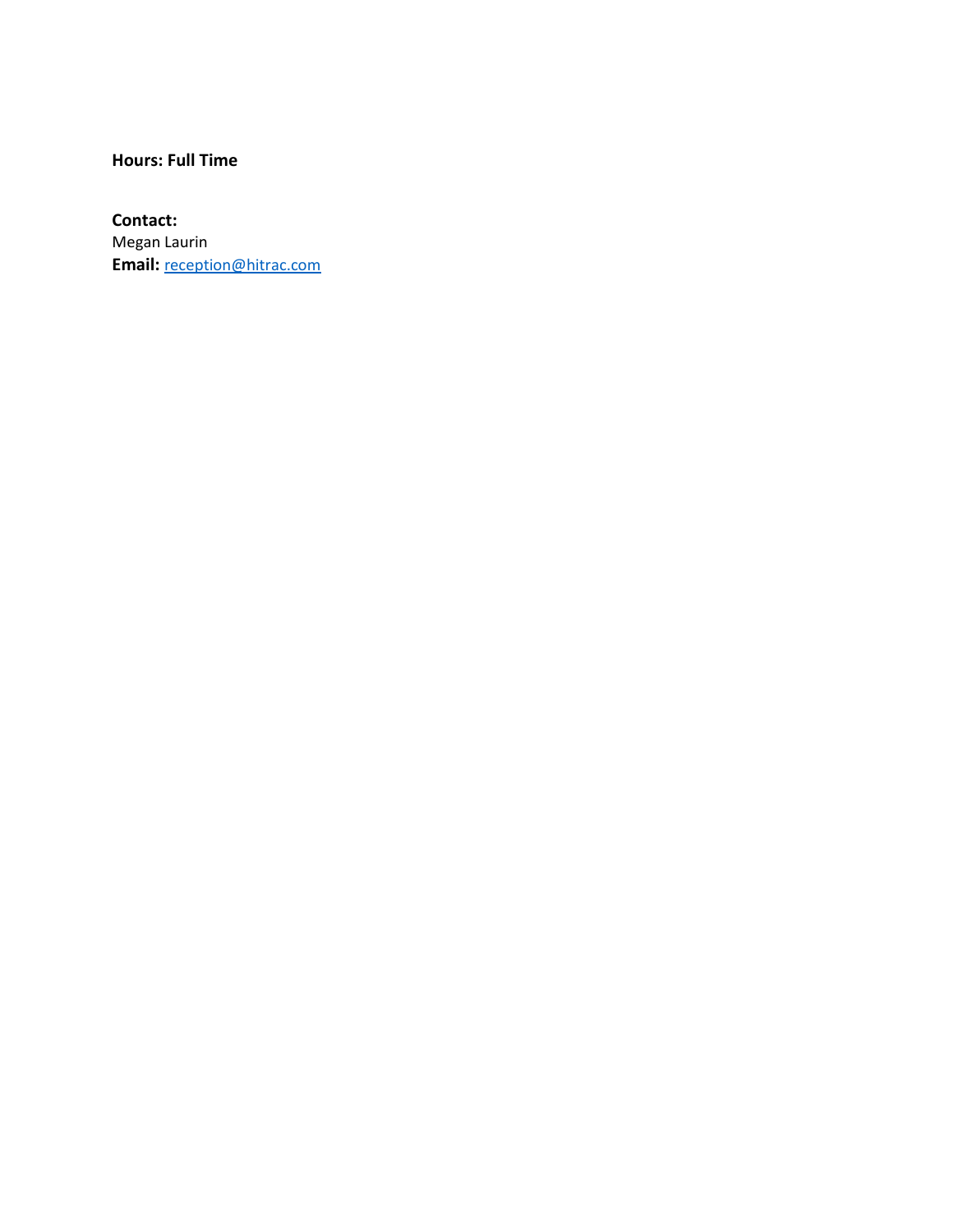**Hours: Full Time**

**Contact:**
Megan Laurin
**Email:** reception@hitrac.com